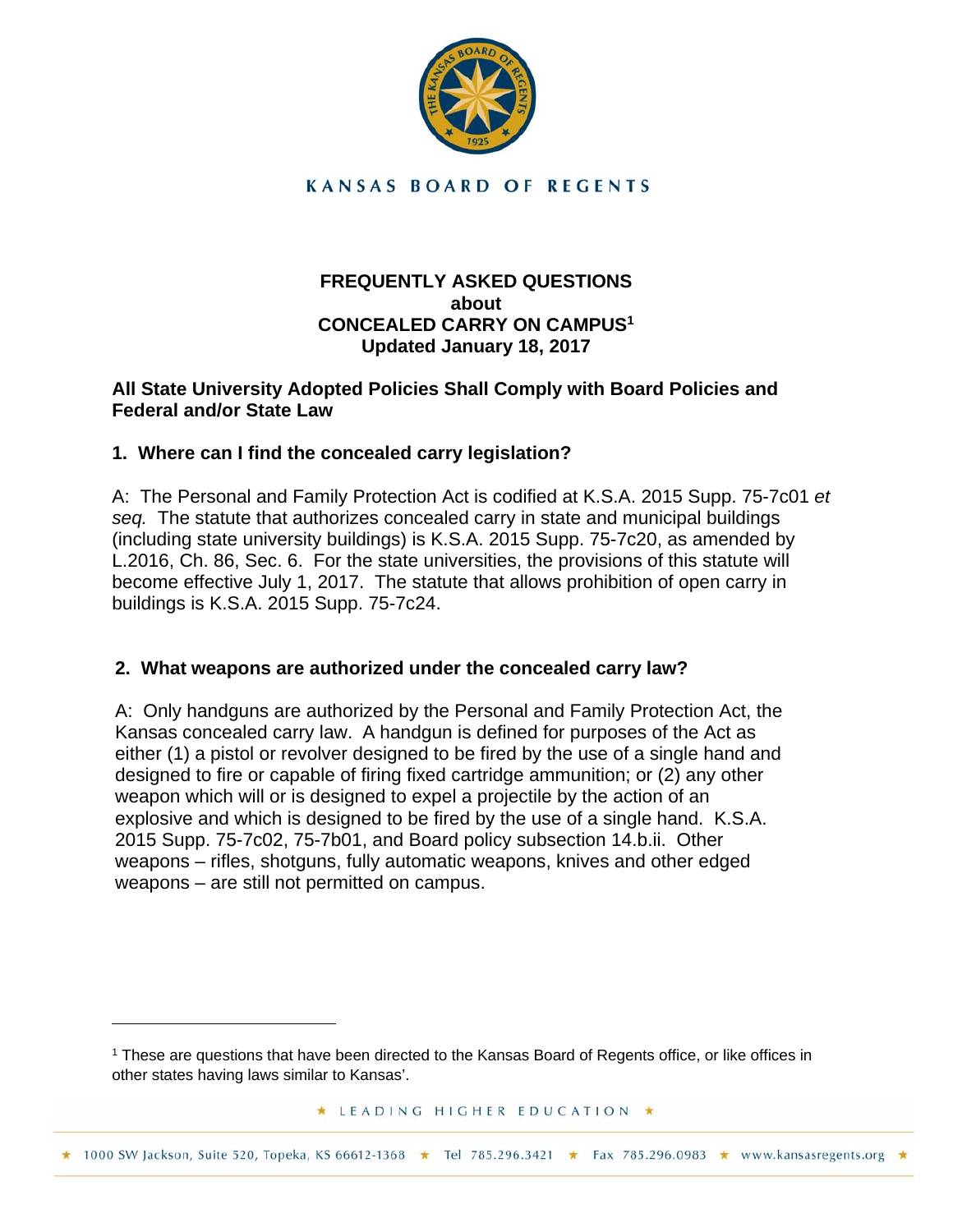KANSAS BOARD OF REGENTS

# FREQUENTLY ASKED QUESTIONS about CONCEALED CARRY ON CAMPUS[1] Updated January 18, 2017

**All State University Adopted Policies Shall Comply with Board Policies and Federal and/or State Law**

## 1. Where can I find the concealed carry legislation?

A: The Personal and Family Protection Act is codified at K.S.A. 2015 Supp. 75-7c01 *et seq.* The statute that authorizes concealed carry in state and municipal buildings (including state university buildings) is K.S.A. 2015 Supp. 75-7c20, as amended by L.2016, Ch. 86, Sec. 6. For the state universities, the provisions of this statute will become effective July 1, 2017. The statute that allows prohibition of open carry in buildings is K.S.A. 2015 Supp. 75-7c24.

## 2. What weapons are authorized under the concealed carry law?

A: Only handguns are authorized by the Personal and Family Protection Act, the Kansas concealed carry law. A handgun is defined for purposes of the Act as either (1) a pistol or revolver designed to be fired by the use of a single hand and designed to fire or capable of firing fixed cartridge ammunition; or (2) any other weapon which will or is designed to expel a projectile by the action of an explosive and which is designed to be fired by the use of a single hand. K.S.A. 2015 Supp. 75-7c02, 75-7b01, and Board policy subsection 14.b.ii. Other weapons – rifles, shotguns, fully automatic weapons, knives and other edged weapons – are still not permitted on campus.

---

[1] These are questions that have been directed to the Kansas Board of Regents office, or like offices in other states having laws similar to Kansas'.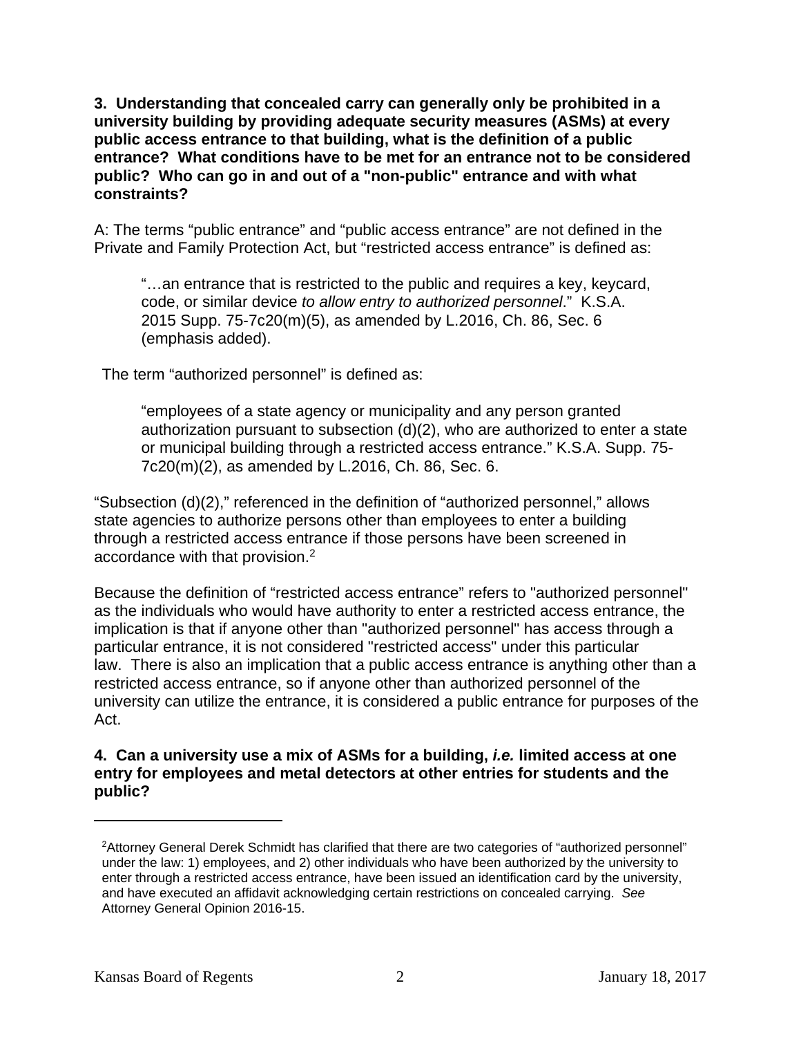**3. Understanding that concealed carry can generally only be prohibited in a university building by providing adequate security measures (ASMs) at every public access entrance to that building, what is the definition of a public entrance? What conditions have to be met for an entrance not to be considered public? Who can go in and out of a "non-public" entrance and with what constraints?**

A: The terms "public entrance" and "public access entrance" are not defined in the Private and Family Protection Act, but "restricted access entrance" is defined as:

> "…an entrance that is restricted to the public and requires a key, keycard, code, or similar device *to allow entry to authorized personnel*." K.S.A. 2015 Supp. 75-7c20(m)(5), as amended by L.2016, Ch. 86, Sec. 6 (emphasis added).

The term "authorized personnel" is defined as:

> "employees of a state agency or municipality and any person granted authorization pursuant to subsection (d)(2), who are authorized to enter a state or municipal building through a restricted access entrance." K.S.A. Supp. 75-7c20(m)(2), as amended by L.2016, Ch. 86, Sec. 6.

"Subsection (d)(2)," referenced in the definition of "authorized personnel," allows state agencies to authorize persons other than employees to enter a building through a restricted access entrance if those persons have been screened in accordance with that provision.[2]

Because the definition of "restricted access entrance" refers to "authorized personnel" as the individuals who would have authority to enter a restricted access entrance, the implication is that if anyone other than "authorized personnel" has access through a particular entrance, it is not considered "restricted access" under this particular law. There is also an implication that a public access entrance is anything other than a restricted access entrance, so if anyone other than authorized personnel of the university can utilize the entrance, it is considered a public entrance for purposes of the Act.

**4. Can a university use a mix of ASMs for a building, *i.e.* limited access at one entry for employees and metal detectors at other entries for students and the public?**

---

[2] Attorney General Derek Schmidt has clarified that there are two categories of "authorized personnel" under the law: 1) employees, and 2) other individuals who have been authorized by the university to enter through a restricted access entrance, have been issued an identification card by the university, and have executed an affidavit acknowledging certain restrictions on concealed carrying. *See* Attorney General Opinion 2016-15.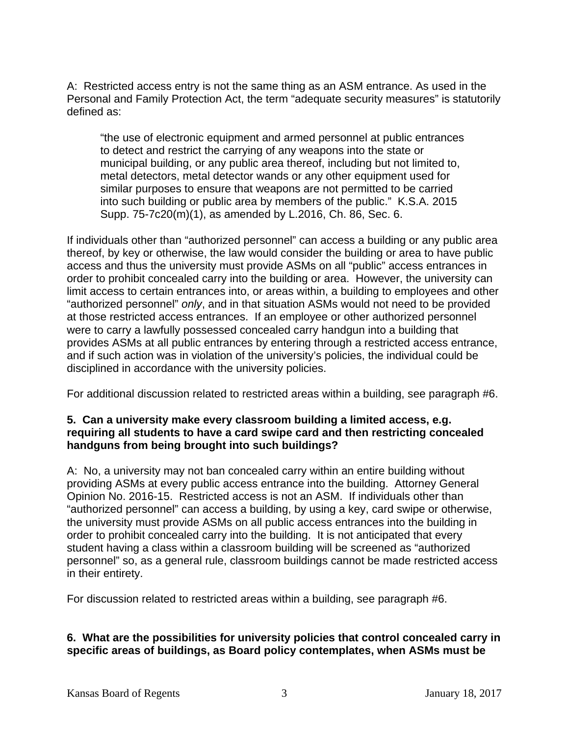A: Restricted access entry is not the same thing as an ASM entrance. As used in the Personal and Family Protection Act, the term "adequate security measures" is statutorily defined as:

> "the use of electronic equipment and armed personnel at public entrances to detect and restrict the carrying of any weapons into the state or municipal building, or any public area thereof, including but not limited to, metal detectors, metal detector wands or any other equipment used for similar purposes to ensure that weapons are not permitted to be carried into such building or public area by members of the public." K.S.A. 2015 Supp. 75-7c20(m)(1), as amended by L.2016, Ch. 86, Sec. 6.

If individuals other than "authorized personnel" can access a building or any public area thereof, by key or otherwise, the law would consider the building or area to have public access and thus the university must provide ASMs on all "public" access entrances in order to prohibit concealed carry into the building or area. However, the university can limit access to certain entrances into, or areas within, a building to employees and other "authorized personnel" *only*, and in that situation ASMs would not need to be provided at those restricted access entrances. If an employee or other authorized personnel were to carry a lawfully possessed concealed carry handgun into a building that provides ASMs at all public entrances by entering through a restricted access entrance, and if such action was in violation of the university's policies, the individual could be disciplined in accordance with the university policies.

For additional discussion related to restricted areas within a building, see paragraph #6.

**5. Can a university make every classroom building a limited access, e.g. requiring all students to have a card swipe card and then restricting concealed handguns from being brought into such buildings?**

A: No, a university may not ban concealed carry within an entire building without providing ASMs at every public access entrance into the building. Attorney General Opinion No. 2016-15. Restricted access is not an ASM. If individuals other than "authorized personnel" can access a building, by using a key, card swipe or otherwise, the university must provide ASMs on all public access entrances into the building in order to prohibit concealed carry into the building. It is not anticipated that every student having a class within a classroom building will be screened as "authorized personnel" so, as a general rule, classroom buildings cannot be made restricted access in their entirety.

For discussion related to restricted areas within a building, see paragraph #6.

**6. What are the possibilities for university policies that control concealed carry in specific areas of buildings, as Board policy contemplates, when ASMs must be**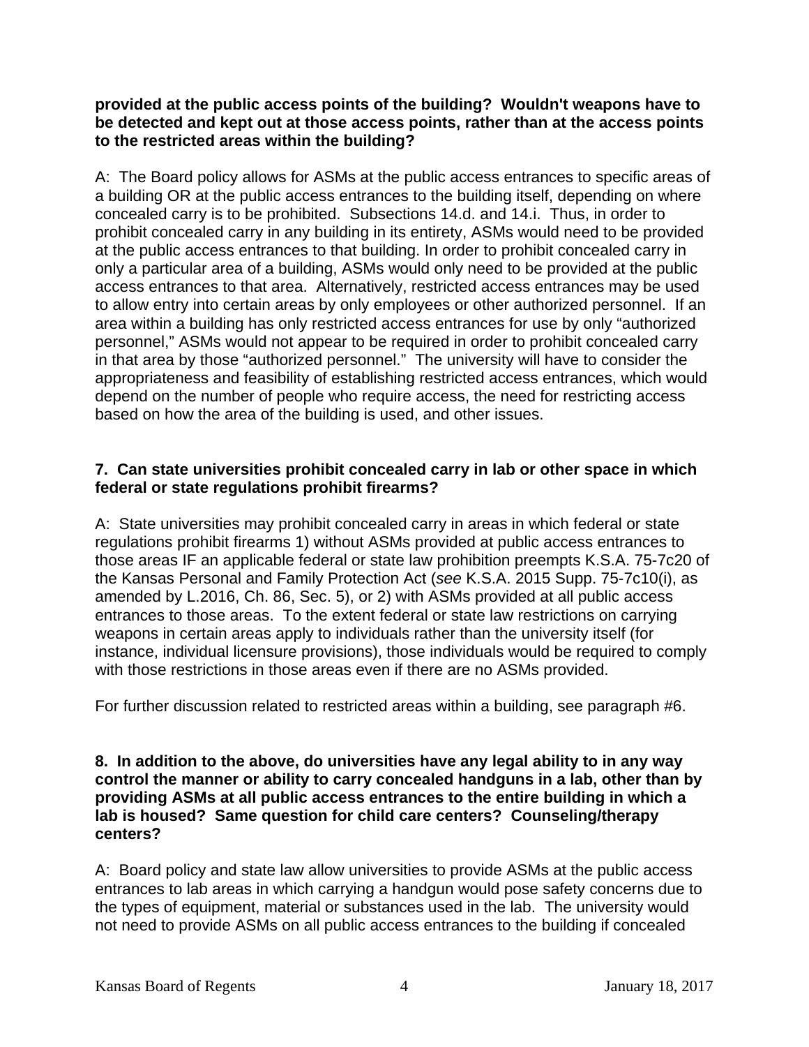**provided at the public access points of the building? Wouldn't weapons have to be detected and kept out at those access points, rather than at the access points to the restricted areas within the building?**

A: The Board policy allows for ASMs at the public access entrances to specific areas of a building OR at the public access entrances to the building itself, depending on where concealed carry is to be prohibited. Subsections 14.d. and 14.i. Thus, in order to prohibit concealed carry in any building in its entirety, ASMs would need to be provided at the public access entrances to that building. In order to prohibit concealed carry in only a particular area of a building, ASMs would only need to be provided at the public access entrances to that area. Alternatively, restricted access entrances may be used to allow entry into certain areas by only employees or other authorized personnel. If an area within a building has only restricted access entrances for use by only "authorized personnel," ASMs would not appear to be required in order to prohibit concealed carry in that area by those "authorized personnel." The university will have to consider the appropriateness and feasibility of establishing restricted access entrances, which would depend on the number of people who require access, the need for restricting access based on how the area of the building is used, and other issues.

**7. Can state universities prohibit concealed carry in lab or other space in which federal or state regulations prohibit firearms?**

A: State universities may prohibit concealed carry in areas in which federal or state regulations prohibit firearms 1) without ASMs provided at public access entrances to those areas IF an applicable federal or state law prohibition preempts K.S.A. 75-7c20 of the Kansas Personal and Family Protection Act (*see* K.S.A. 2015 Supp. 75-7c10(i), as amended by L.2016, Ch. 86, Sec. 5), or 2) with ASMs provided at all public access entrances to those areas. To the extent federal or state law restrictions on carrying weapons in certain areas apply to individuals rather than the university itself (for instance, individual licensure provisions), those individuals would be required to comply with those restrictions in those areas even if there are no ASMs provided.

For further discussion related to restricted areas within a building, see paragraph #6.

**8. In addition to the above, do universities have any legal ability to in any way control the manner or ability to carry concealed handguns in a lab, other than by providing ASMs at all public access entrances to the entire building in which a lab is housed? Same question for child care centers? Counseling/therapy centers?**

A: Board policy and state law allow universities to provide ASMs at the public access entrances to lab areas in which carrying a handgun would pose safety concerns due to the types of equipment, material or substances used in the lab. The university would not need to provide ASMs on all public access entrances to the building if concealed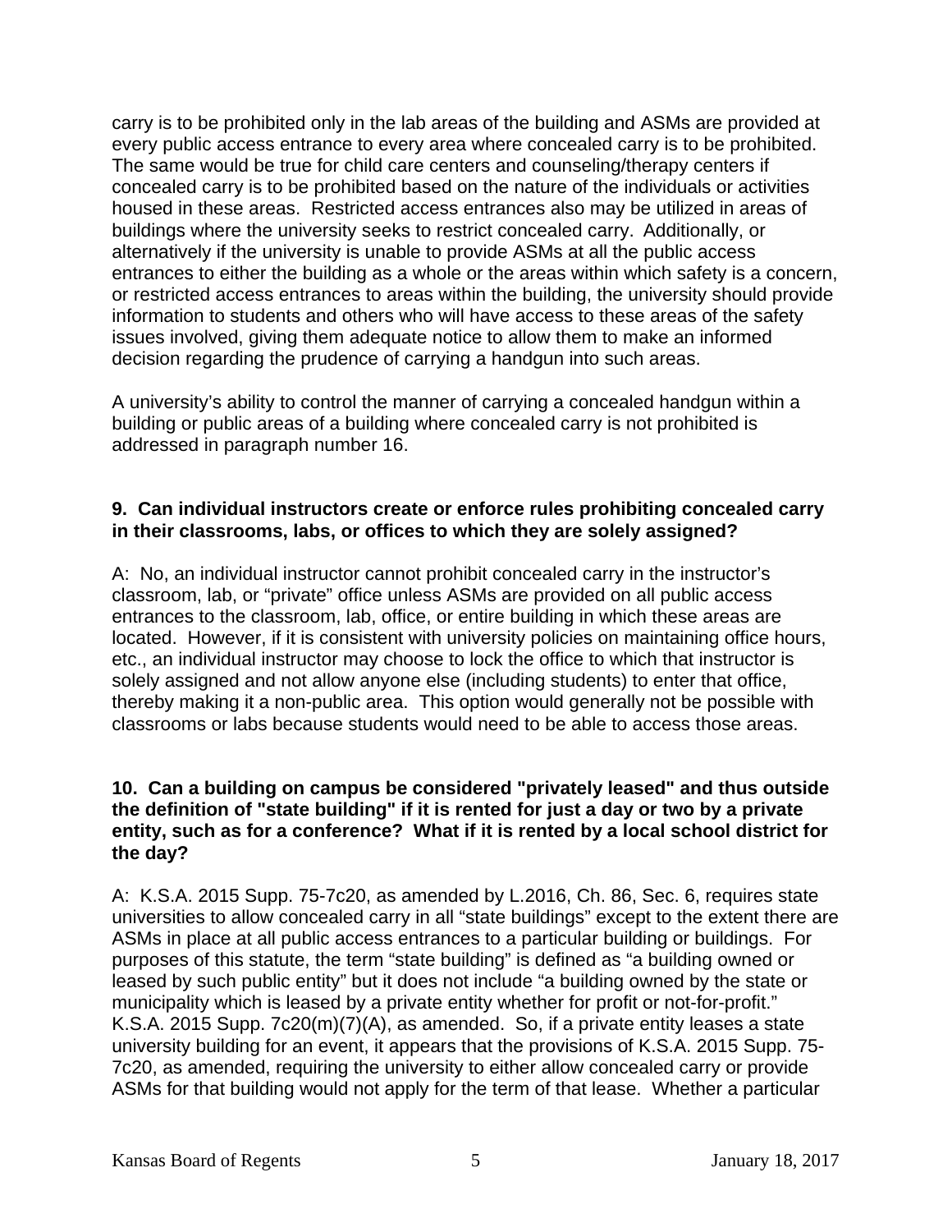carry is to be prohibited only in the lab areas of the building and ASMs are provided at every public access entrance to every area where concealed carry is to be prohibited. The same would be true for child care centers and counseling/therapy centers if concealed carry is to be prohibited based on the nature of the individuals or activities housed in these areas. Restricted access entrances also may be utilized in areas of buildings where the university seeks to restrict concealed carry. Additionally, or alternatively if the university is unable to provide ASMs at all the public access entrances to either the building as a whole or the areas within which safety is a concern, or restricted access entrances to areas within the building, the university should provide information to students and others who will have access to these areas of the safety issues involved, giving them adequate notice to allow them to make an informed decision regarding the prudence of carrying a handgun into such areas.

A university's ability to control the manner of carrying a concealed handgun within a building or public areas of a building where concealed carry is not prohibited is addressed in paragraph number 16.

**9. Can individual instructors create or enforce rules prohibiting concealed carry in their classrooms, labs, or offices to which they are solely assigned?**

A: No, an individual instructor cannot prohibit concealed carry in the instructor's classroom, lab, or "private" office unless ASMs are provided on all public access entrances to the classroom, lab, office, or entire building in which these areas are located. However, if it is consistent with university policies on maintaining office hours, etc., an individual instructor may choose to lock the office to which that instructor is solely assigned and not allow anyone else (including students) to enter that office, thereby making it a non-public area. This option would generally not be possible with classrooms or labs because students would need to be able to access those areas.

**10. Can a building on campus be considered "privately leased" and thus outside the definition of "state building" if it is rented for just a day or two by a private entity, such as for a conference? What if it is rented by a local school district for the day?**

A: K.S.A. 2015 Supp. 75-7c20, as amended by L.2016, Ch. 86, Sec. 6, requires state universities to allow concealed carry in all "state buildings" except to the extent there are ASMs in place at all public access entrances to a particular building or buildings. For purposes of this statute, the term "state building" is defined as "a building owned or leased by such public entity" but it does not include "a building owned by the state or municipality which is leased by a private entity whether for profit or not-for-profit." K.S.A. 2015 Supp. 7c20(m)(7)(A), as amended. So, if a private entity leases a state university building for an event, it appears that the provisions of K.S.A. 2015 Supp. 75-7c20, as amended, requiring the university to either allow concealed carry or provide ASMs for that building would not apply for the term of that lease. Whether a particular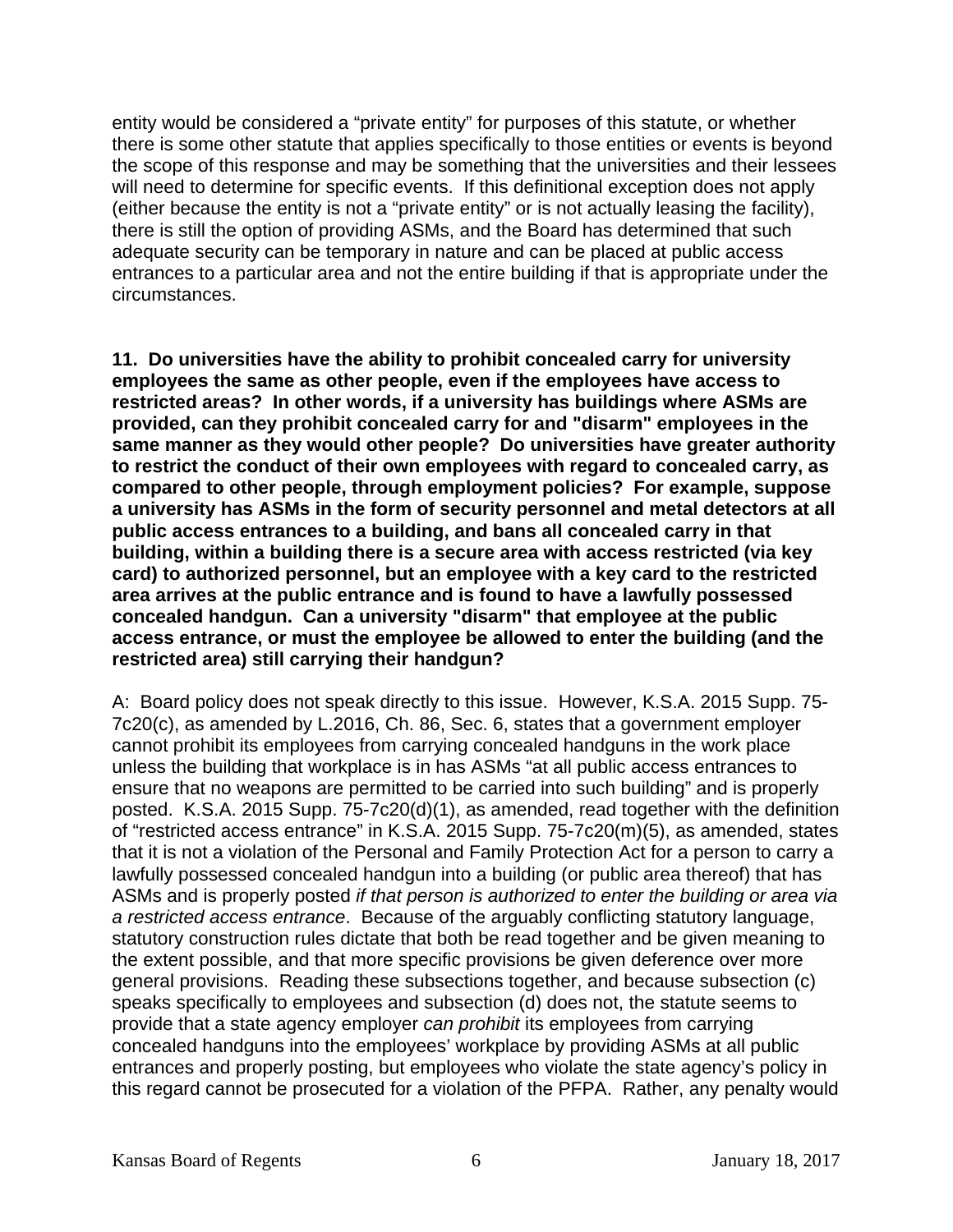entity would be considered a "private entity" for purposes of this statute, or whether there is some other statute that applies specifically to those entities or events is beyond the scope of this response and may be something that the universities and their lessees will need to determine for specific events. If this definitional exception does not apply (either because the entity is not a "private entity" or is not actually leasing the facility), there is still the option of providing ASMs, and the Board has determined that such adequate security can be temporary in nature and can be placed at public access entrances to a particular area and not the entire building if that is appropriate under the circumstances.

**11. Do universities have the ability to prohibit concealed carry for university employees the same as other people, even if the employees have access to restricted areas? In other words, if a university has buildings where ASMs are provided, can they prohibit concealed carry for and "disarm" employees in the same manner as they would other people? Do universities have greater authority to restrict the conduct of their own employees with regard to concealed carry, as compared to other people, through employment policies? For example, suppose a university has ASMs in the form of security personnel and metal detectors at all public access entrances to a building, and bans all concealed carry in that building, within a building there is a secure area with access restricted (via key card) to authorized personnel, but an employee with a key card to the restricted area arrives at the public entrance and is found to have a lawfully possessed concealed handgun. Can a university "disarm" that employee at the public access entrance, or must the employee be allowed to enter the building (and the restricted area) still carrying their handgun?**

A: Board policy does not speak directly to this issue. However, K.S.A. 2015 Supp. 75-7c20(c), as amended by L.2016, Ch. 86, Sec. 6, states that a government employer cannot prohibit its employees from carrying concealed handguns in the work place unless the building that workplace is in has ASMs "at all public access entrances to ensure that no weapons are permitted to be carried into such building" and is properly posted. K.S.A. 2015 Supp. 75-7c20(d)(1), as amended, read together with the definition of "restricted access entrance" in K.S.A. 2015 Supp. 75-7c20(m)(5), as amended, states that it is not a violation of the Personal and Family Protection Act for a person to carry a lawfully possessed concealed handgun into a building (or public area thereof) that has ASMs and is properly posted *if that person is authorized to enter the building or area via a restricted access entrance*. Because of the arguably conflicting statutory language, statutory construction rules dictate that both be read together and be given meaning to the extent possible, and that more specific provisions be given deference over more general provisions. Reading these subsections together, and because subsection (c) speaks specifically to employees and subsection (d) does not, the statute seems to provide that a state agency employer *can prohibit* its employees from carrying concealed handguns into the employees' workplace by providing ASMs at all public entrances and properly posting, but employees who violate the state agency's policy in this regard cannot be prosecuted for a violation of the PFPA. Rather, any penalty would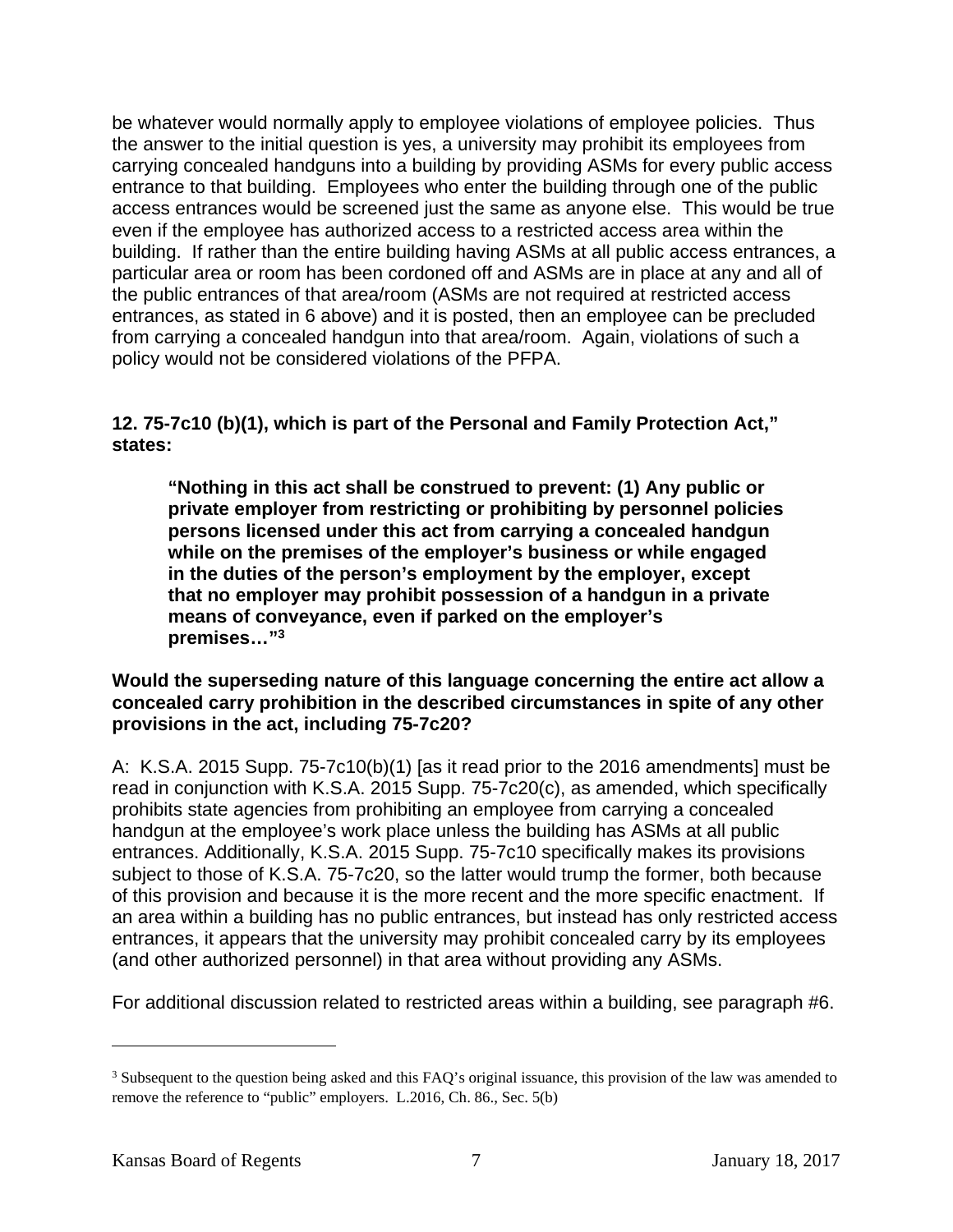be whatever would normally apply to employee violations of employee policies. Thus the answer to the initial question is yes, a university may prohibit its employees from carrying concealed handguns into a building by providing ASMs for every public access entrance to that building. Employees who enter the building through one of the public access entrances would be screened just the same as anyone else. This would be true even if the employee has authorized access to a restricted access area within the building. If rather than the entire building having ASMs at all public access entrances, a particular area or room has been cordoned off and ASMs are in place at any and all of the public entrances of that area/room (ASMs are not required at restricted access entrances, as stated in 6 above) and it is posted, then an employee can be precluded from carrying a concealed handgun into that area/room. Again, violations of such a policy would not be considered violations of the PFPA.

**12. 75-7c10 (b)(1), which is part of the Personal and Family Protection Act," states:**

> **"Nothing in this act shall be construed to prevent: (1) Any public or private employer from restricting or prohibiting by personnel policies persons licensed under this act from carrying a concealed handgun while on the premises of the employer's business or while engaged in the duties of the person's employment by the employer, except that no employer may prohibit possession of a handgun in a private means of conveyance, even if parked on the employer's premises…"[3]**

**Would the superseding nature of this language concerning the entire act allow a concealed carry prohibition in the described circumstances in spite of any other provisions in the act, including 75-7c20?**

A: K.S.A. 2015 Supp. 75-7c10(b)(1) [as it read prior to the 2016 amendments] must be read in conjunction with K.S.A. 2015 Supp. 75-7c20(c), as amended, which specifically prohibits state agencies from prohibiting an employee from carrying a concealed handgun at the employee's work place unless the building has ASMs at all public entrances. Additionally, K.S.A. 2015 Supp. 75-7c10 specifically makes its provisions subject to those of K.S.A. 75-7c20, so the latter would trump the former, both because of this provision and because it is the more recent and the more specific enactment. If an area within a building has no public entrances, but instead has only restricted access entrances, it appears that the university may prohibit concealed carry by its employees (and other authorized personnel) in that area without providing any ASMs.

For additional discussion related to restricted areas within a building, see paragraph #6.

---

[3] Subsequent to the question being asked and this FAQ's original issuance, this provision of the law was amended to remove the reference to "public" employers. L.2016, Ch. 86., Sec. 5(b)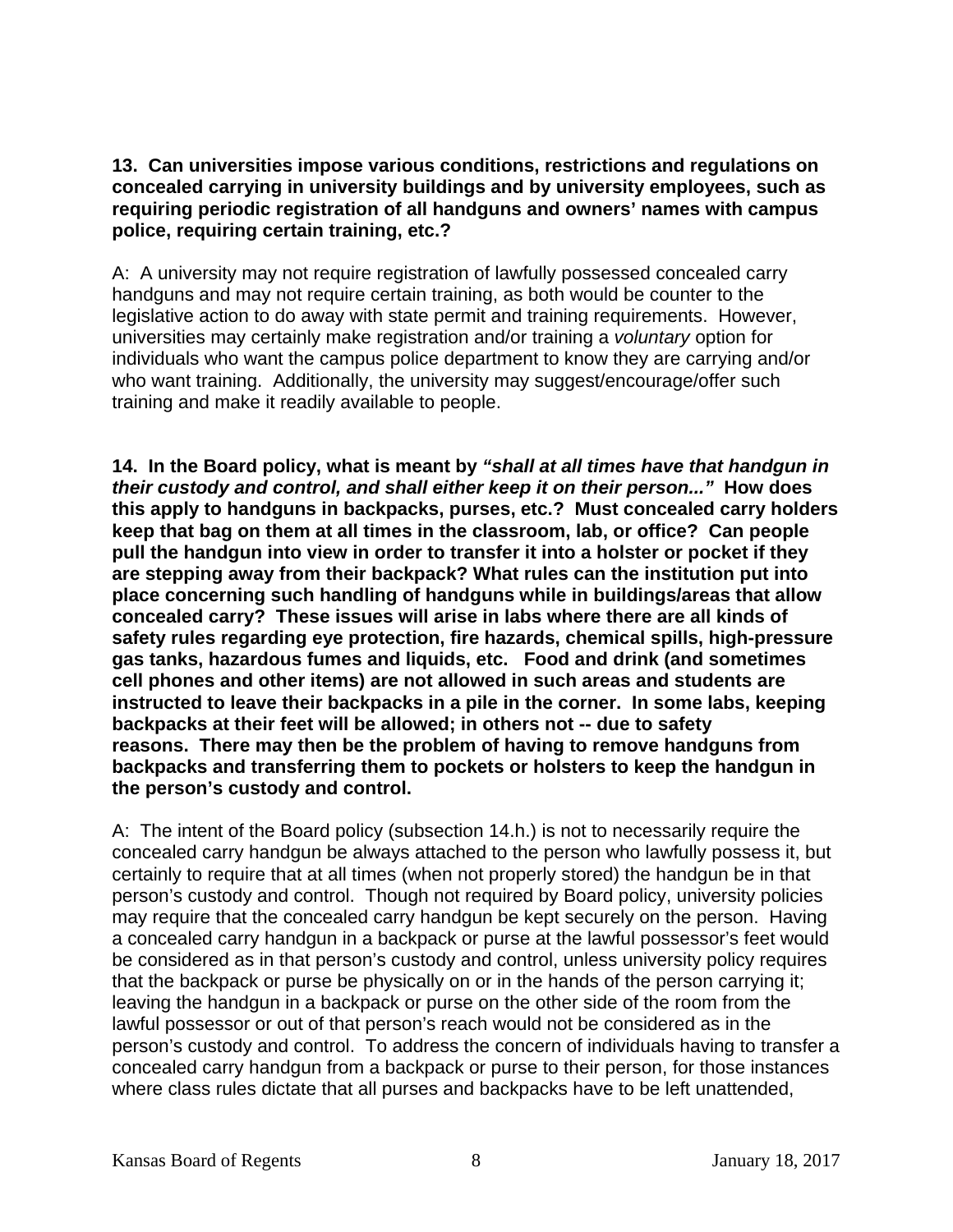**13. Can universities impose various conditions, restrictions and regulations on concealed carrying in university buildings and by university employees, such as requiring periodic registration of all handguns and owners' names with campus police, requiring certain training, etc.?**

A: A university may not require registration of lawfully possessed concealed carry handguns and may not require certain training, as both would be counter to the legislative action to do away with state permit and training requirements. However, universities may certainly make registration and/or training a *voluntary* option for individuals who want the campus police department to know they are carrying and/or who want training. Additionally, the university may suggest/encourage/offer such training and make it readily available to people.

**14. In the Board policy, what is meant by *"shall at all times have that handgun in their custody and control, and shall either keep it on their person..."* How does this apply to handguns in backpacks, purses, etc.? Must concealed carry holders keep that bag on them at all times in the classroom, lab, or office? Can people pull the handgun into view in order to transfer it into a holster or pocket if they are stepping away from their backpack? What rules can the institution put into place concerning such handling of handguns while in buildings/areas that allow concealed carry? These issues will arise in labs where there are all kinds of safety rules regarding eye protection, fire hazards, chemical spills, high-pressure gas tanks, hazardous fumes and liquids, etc. Food and drink (and sometimes cell phones and other items) are not allowed in such areas and students are instructed to leave their backpacks in a pile in the corner. In some labs, keeping backpacks at their feet will be allowed; in others not -- due to safety reasons. There may then be the problem of having to remove handguns from backpacks and transferring them to pockets or holsters to keep the handgun in the person's custody and control.**

A: The intent of the Board policy (subsection 14.h.) is not to necessarily require the concealed carry handgun be always attached to the person who lawfully possess it, but certainly to require that at all times (when not properly stored) the handgun be in that person's custody and control. Though not required by Board policy, university policies may require that the concealed carry handgun be kept securely on the person. Having a concealed carry handgun in a backpack or purse at the lawful possessor's feet would be considered as in that person's custody and control, unless university policy requires that the backpack or purse be physically on or in the hands of the person carrying it; leaving the handgun in a backpack or purse on the other side of the room from the lawful possessor or out of that person's reach would not be considered as in the person's custody and control. To address the concern of individuals having to transfer a concealed carry handgun from a backpack or purse to their person, for those instances where class rules dictate that all purses and backpacks have to be left unattended,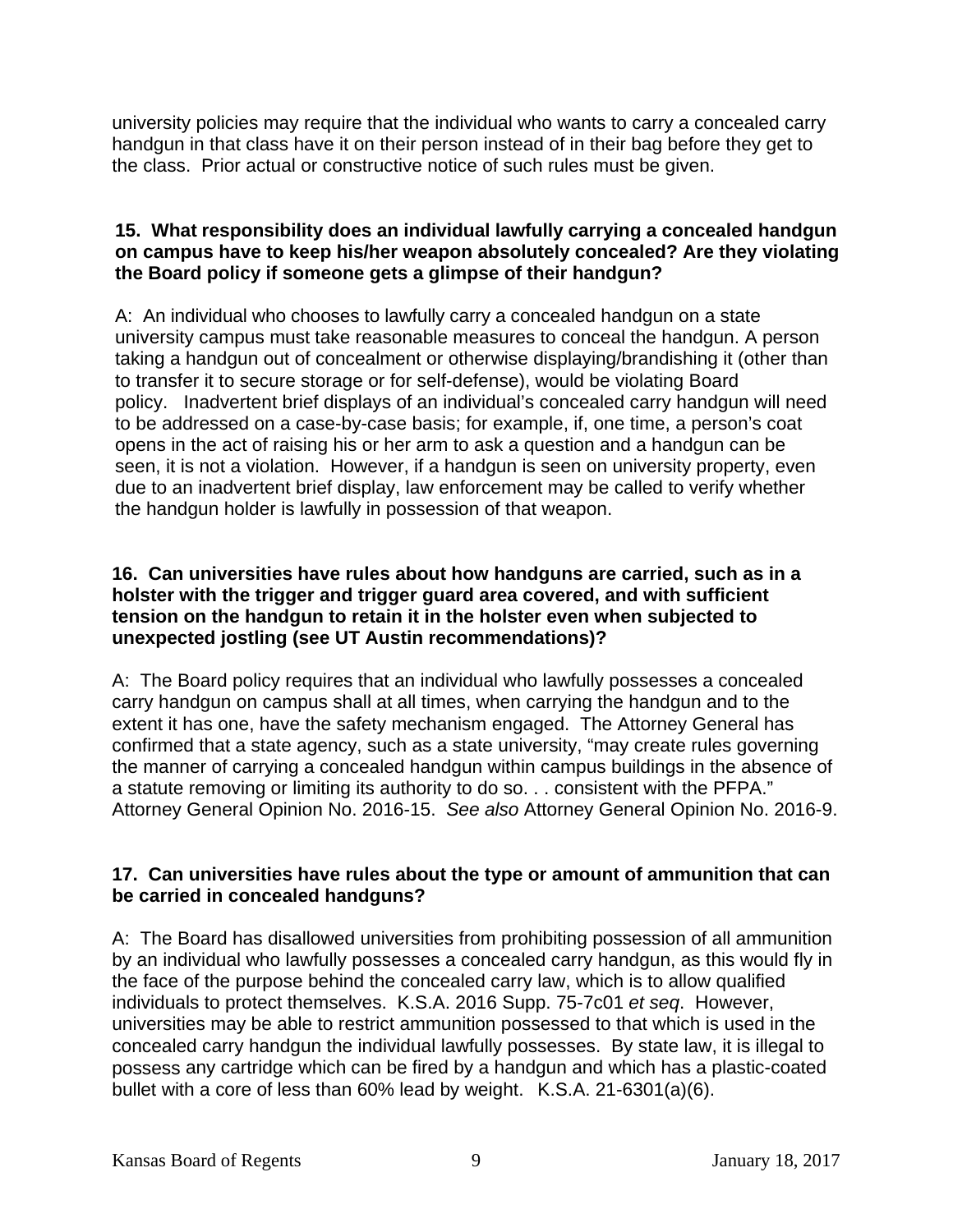university policies may require that the individual who wants to carry a concealed carry handgun in that class have it on their person instead of in their bag before they get to the class. Prior actual or constructive notice of such rules must be given.

**15. What responsibility does an individual lawfully carrying a concealed handgun on campus have to keep his/her weapon absolutely concealed? Are they violating the Board policy if someone gets a glimpse of their handgun?**

A: An individual who chooses to lawfully carry a concealed handgun on a state university campus must take reasonable measures to conceal the handgun. A person taking a handgun out of concealment or otherwise displaying/brandishing it (other than to transfer it to secure storage or for self-defense), would be violating Board policy. Inadvertent brief displays of an individual's concealed carry handgun will need to be addressed on a case-by-case basis; for example, if, one time, a person's coat opens in the act of raising his or her arm to ask a question and a handgun can be seen, it is not a violation. However, if a handgun is seen on university property, even due to an inadvertent brief display, law enforcement may be called to verify whether the handgun holder is lawfully in possession of that weapon.

**16. Can universities have rules about how handguns are carried, such as in a holster with the trigger and trigger guard area covered, and with sufficient tension on the handgun to retain it in the holster even when subjected to unexpected jostling (see UT Austin recommendations)?**

A: The Board policy requires that an individual who lawfully possesses a concealed carry handgun on campus shall at all times, when carrying the handgun and to the extent it has one, have the safety mechanism engaged. The Attorney General has confirmed that a state agency, such as a state university, "may create rules governing the manner of carrying a concealed handgun within campus buildings in the absence of a statute removing or limiting its authority to do so. . . consistent with the PFPA." Attorney General Opinion No. 2016-15. *See also* Attorney General Opinion No. 2016-9.

**17. Can universities have rules about the type or amount of ammunition that can be carried in concealed handguns?**

A: The Board has disallowed universities from prohibiting possession of all ammunition by an individual who lawfully possesses a concealed carry handgun, as this would fly in the face of the purpose behind the concealed carry law, which is to allow qualified individuals to protect themselves. K.S.A. 2016 Supp. 75-7c01 *et seq*. However, universities may be able to restrict ammunition possessed to that which is used in the concealed carry handgun the individual lawfully possesses. By state law, it is illegal to possess any cartridge which can be fired by a handgun and which has a plastic-coated bullet with a core of less than 60% lead by weight. K.S.A. 21-6301(a)(6).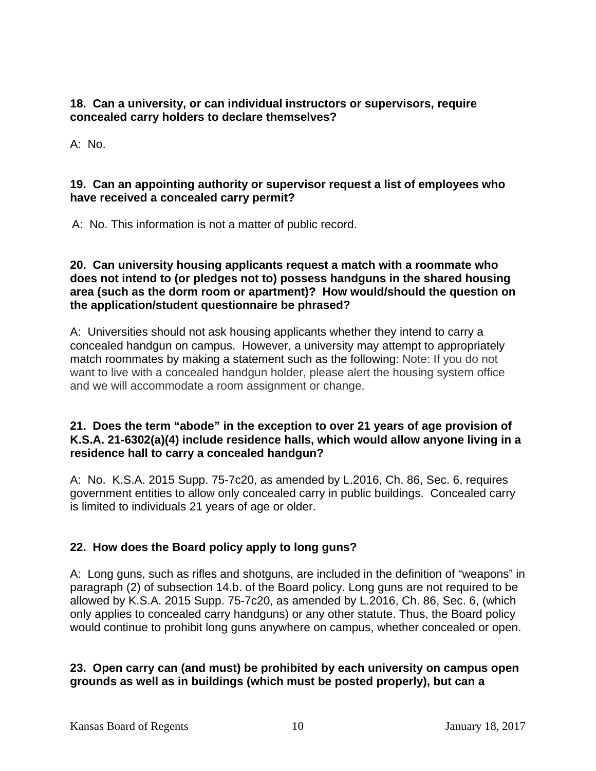**18. Can a university, or can individual instructors or supervisors, require concealed carry holders to declare themselves?**

A: No.

**19. Can an appointing authority or supervisor request a list of employees who have received a concealed carry permit?**

A: No. This information is not a matter of public record.

**20. Can university housing applicants request a match with a roommate who does not intend to (or pledges not to) possess handguns in the shared housing area (such as the dorm room or apartment)? How would/should the question on the application/student questionnaire be phrased?**

A: Universities should not ask housing applicants whether they intend to carry a concealed handgun on campus. However, a university may attempt to appropriately match roommates by making a statement such as the following: Note: If you do not want to live with a concealed handgun holder, please alert the housing system office and we will accommodate a room assignment or change.

**21. Does the term "abode" in the exception to over 21 years of age provision of K.S.A. 21-6302(a)(4) include residence halls, which would allow anyone living in a residence hall to carry a concealed handgun?**

A: No. K.S.A. 2015 Supp. 75-7c20, as amended by L.2016, Ch. 86, Sec. 6, requires government entities to allow only concealed carry in public buildings. Concealed carry is limited to individuals 21 years of age or older.

**22. How does the Board policy apply to long guns?**

A: Long guns, such as rifles and shotguns, are included in the definition of "weapons" in paragraph (2) of subsection 14.b. of the Board policy. Long guns are not required to be allowed by K.S.A. 2015 Supp. 75-7c20, as amended by L.2016, Ch. 86, Sec. 6, (which only applies to concealed carry handguns) or any other statute. Thus, the Board policy would continue to prohibit long guns anywhere on campus, whether concealed or open.

**23. Open carry can (and must) be prohibited by each university on campus open grounds as well as in buildings (which must be posted properly), but can a**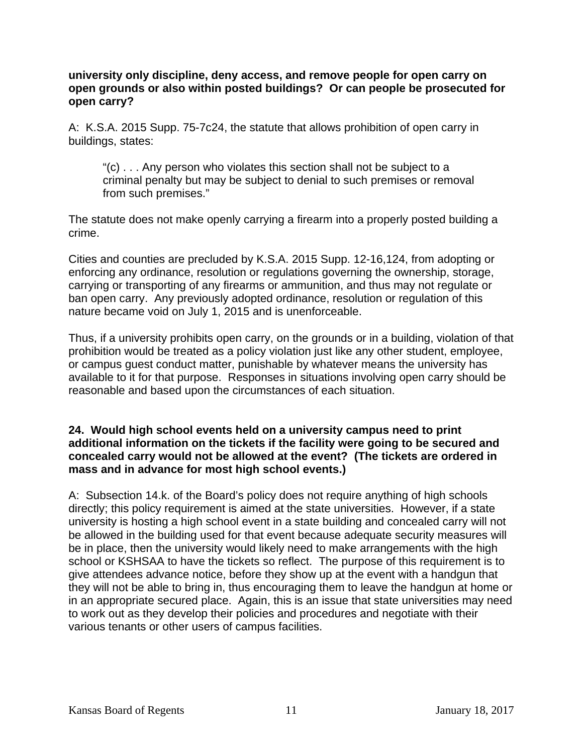**university only discipline, deny access, and remove people for open carry on open grounds or also within posted buildings? Or can people be prosecuted for open carry?**

A: K.S.A. 2015 Supp. 75-7c24, the statute that allows prohibition of open carry in buildings, states:

> "(c) . . . Any person who violates this section shall not be subject to a criminal penalty but may be subject to denial to such premises or removal from such premises."

The statute does not make openly carrying a firearm into a properly posted building a crime.

Cities and counties are precluded by K.S.A. 2015 Supp. 12-16,124, from adopting or enforcing any ordinance, resolution or regulations governing the ownership, storage, carrying or transporting of any firearms or ammunition, and thus may not regulate or ban open carry. Any previously adopted ordinance, resolution or regulation of this nature became void on July 1, 2015 and is unenforceable.

Thus, if a university prohibits open carry, on the grounds or in a building, violation of that prohibition would be treated as a policy violation just like any other student, employee, or campus guest conduct matter, punishable by whatever means the university has available to it for that purpose. Responses in situations involving open carry should be reasonable and based upon the circumstances of each situation.

**24. Would high school events held on a university campus need to print additional information on the tickets if the facility were going to be secured and concealed carry would not be allowed at the event? (The tickets are ordered in mass and in advance for most high school events.)**

A: Subsection 14.k. of the Board's policy does not require anything of high schools directly; this policy requirement is aimed at the state universities. However, if a state university is hosting a high school event in a state building and concealed carry will not be allowed in the building used for that event because adequate security measures will be in place, then the university would likely need to make arrangements with the high school or KSHSAA to have the tickets so reflect. The purpose of this requirement is to give attendees advance notice, before they show up at the event with a handgun that they will not be able to bring in, thus encouraging them to leave the handgun at home or in an appropriate secured place. Again, this is an issue that state universities may need to work out as they develop their policies and procedures and negotiate with their various tenants or other users of campus facilities.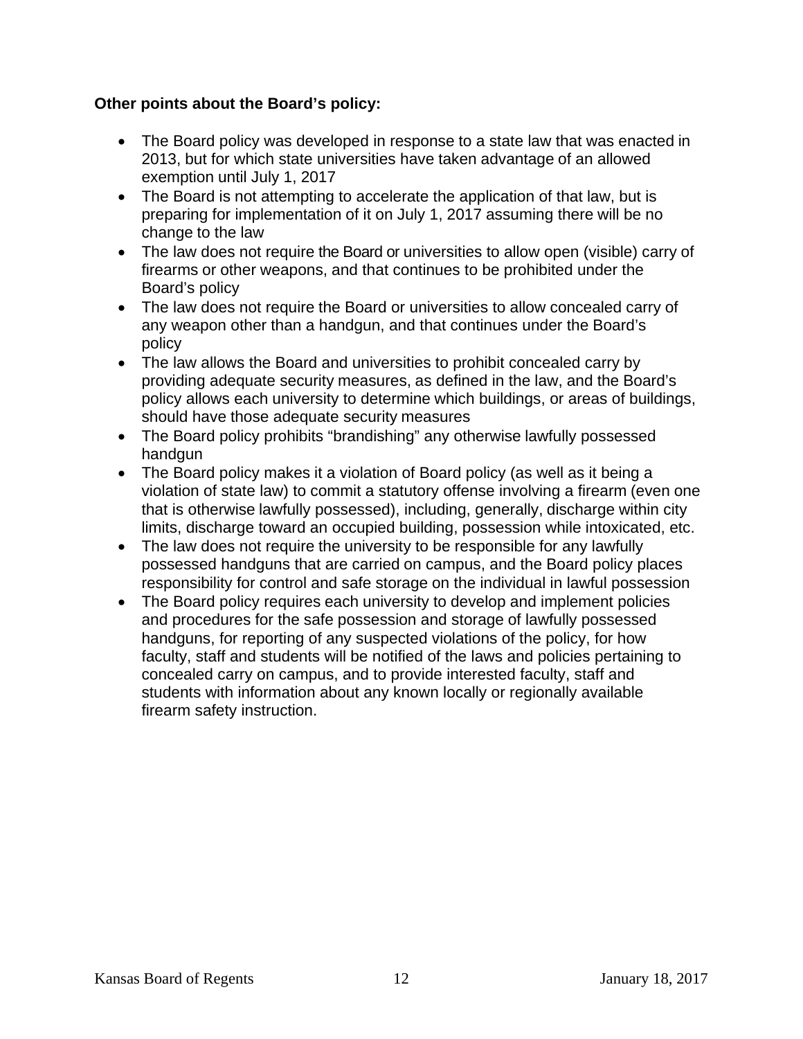**Other points about the Board's policy:**

- The Board policy was developed in response to a state law that was enacted in 2013, but for which state universities have taken advantage of an allowed exemption until July 1, 2017
- The Board is not attempting to accelerate the application of that law, but is preparing for implementation of it on July 1, 2017 assuming there will be no change to the law
- The law does not require the Board or universities to allow open (visible) carry of firearms or other weapons, and that continues to be prohibited under the Board's policy
- The law does not require the Board or universities to allow concealed carry of any weapon other than a handgun, and that continues under the Board's policy
- The law allows the Board and universities to prohibit concealed carry by providing adequate security measures, as defined in the law, and the Board's policy allows each university to determine which buildings, or areas of buildings, should have those adequate security measures
- The Board policy prohibits "brandishing" any otherwise lawfully possessed handgun
- The Board policy makes it a violation of Board policy (as well as it being a violation of state law) to commit a statutory offense involving a firearm (even one that is otherwise lawfully possessed), including, generally, discharge within city limits, discharge toward an occupied building, possession while intoxicated, etc.
- The law does not require the university to be responsible for any lawfully possessed handguns that are carried on campus, and the Board policy places responsibility for control and safe storage on the individual in lawful possession
- The Board policy requires each university to develop and implement policies and procedures for the safe possession and storage of lawfully possessed handguns, for reporting of any suspected violations of the policy, for how faculty, staff and students will be notified of the laws and policies pertaining to concealed carry on campus, and to provide interested faculty, staff and students with information about any known locally or regionally available firearm safety instruction.